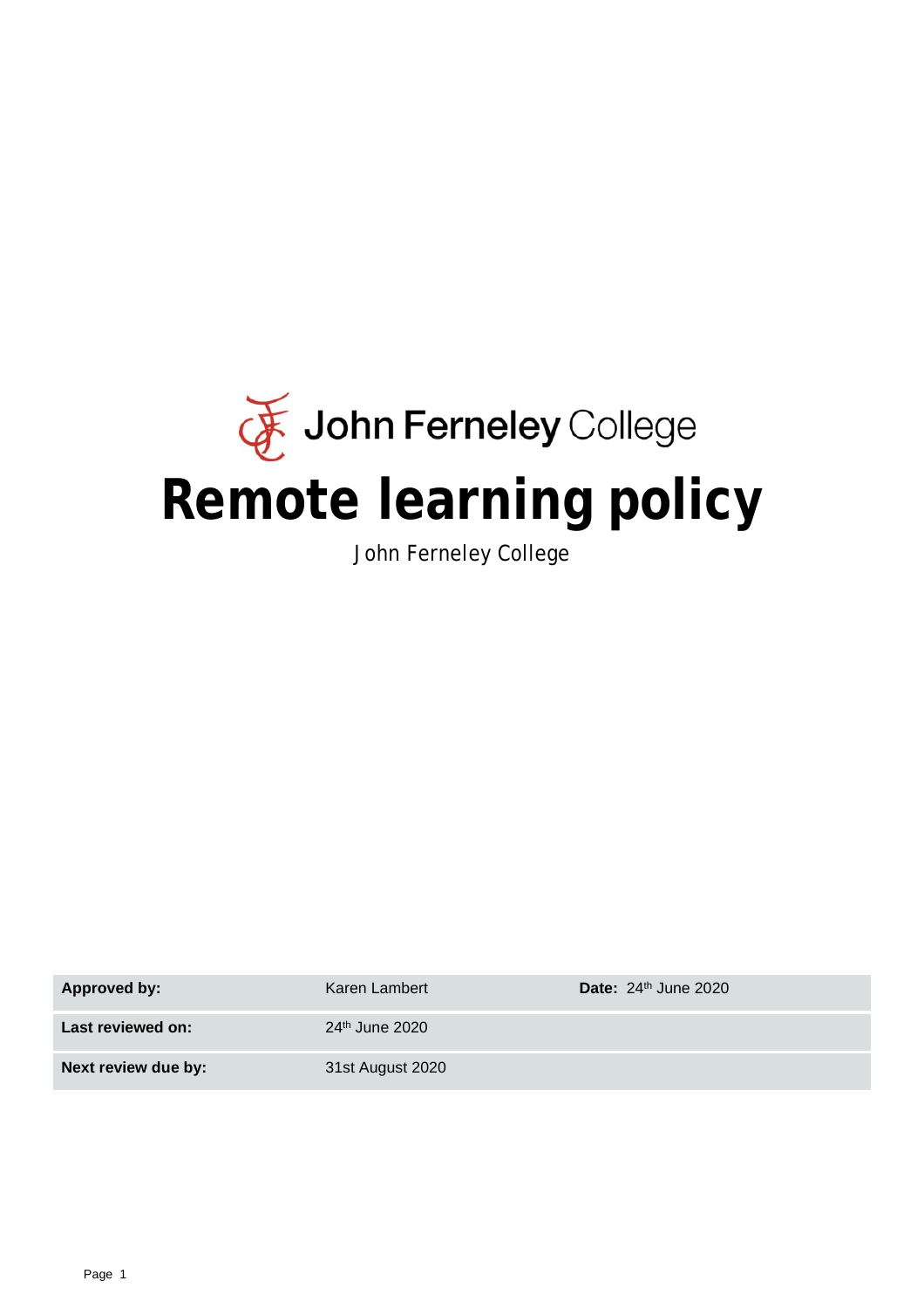John Ferneley College

# Remote learning policy

John Ferneley College

| Approved by: | Karen Lambert | Date: 24th June 2020 |
| --- | --- | --- |
| Last reviewed on: | 24th June 2020 | |
| Next review due by: | 31st August 2020 | |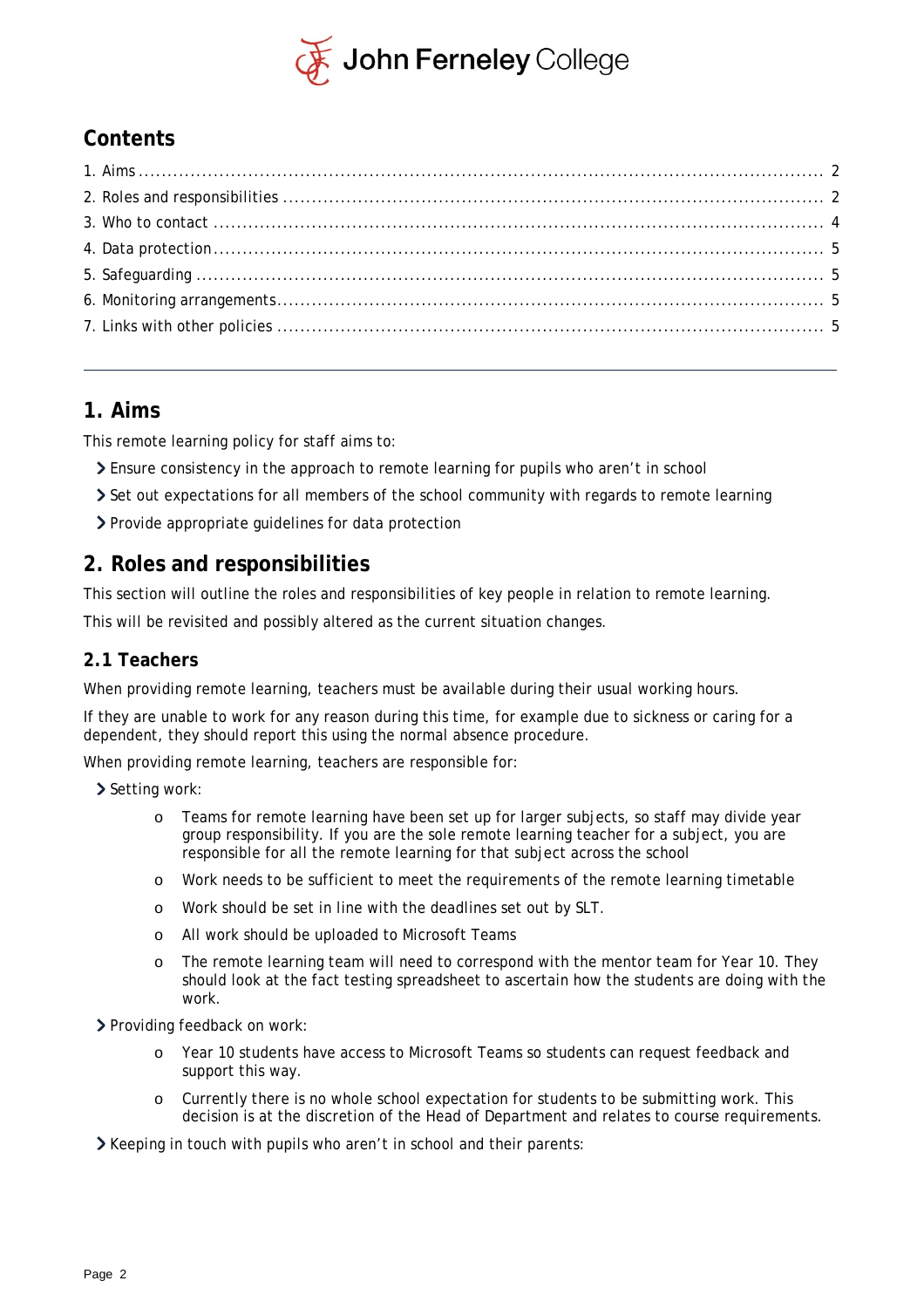## Contents

1. Aims ..... 2
2. Roles and responsibilities ..... 2
3. Who to contact ..... 4
4. Data protection ..... 5
5. Safeguarding ..... 5
6. Monitoring arrangements ..... 5
7. Links with other policies ..... 5

---

## 1. Aims

This remote learning policy for staff aims to:

- Ensure consistency in the approach to remote learning for pupils who aren't in school
- Set out expectations for all members of the school community with regards to remote learning
- Provide appropriate guidelines for data protection

## 2. Roles and responsibilities

This section will outline the roles and responsibilities of key people in relation to remote learning.

This will be revisited and possibly altered as the current situation changes.

### 2.1 Teachers

When providing remote learning, teachers must be available during their usual working hours.

If they are unable to work for any reason during this time, for example due to sickness or caring for a dependent, they should report this using the normal absence procedure.

When providing remote learning, teachers are responsible for:

- Setting work:
    - Teams for remote learning have been set up for larger subjects, so staff may divide year group responsibility. If you are the sole remote learning teacher for a subject, you are responsible for all the remote learning for that subject across the school
    - Work needs to be sufficient to meet the requirements of the remote learning timetable
    - Work should be set in line with the deadlines set out by SLT.
    - All work should be uploaded to Microsoft Teams
    - The remote learning team will need to correspond with the mentor team for Year 10. They should look at the fact testing spreadsheet to ascertain how the students are doing with the work.
- Providing feedback on work:
    - Year 10 students have access to Microsoft Teams so students can request feedback and support this way.
    - Currently there is no whole school expectation for students to be submitting work. This decision is at the discretion of the Head of Department and relates to course requirements.
- Keeping in touch with pupils who aren't in school and their parents: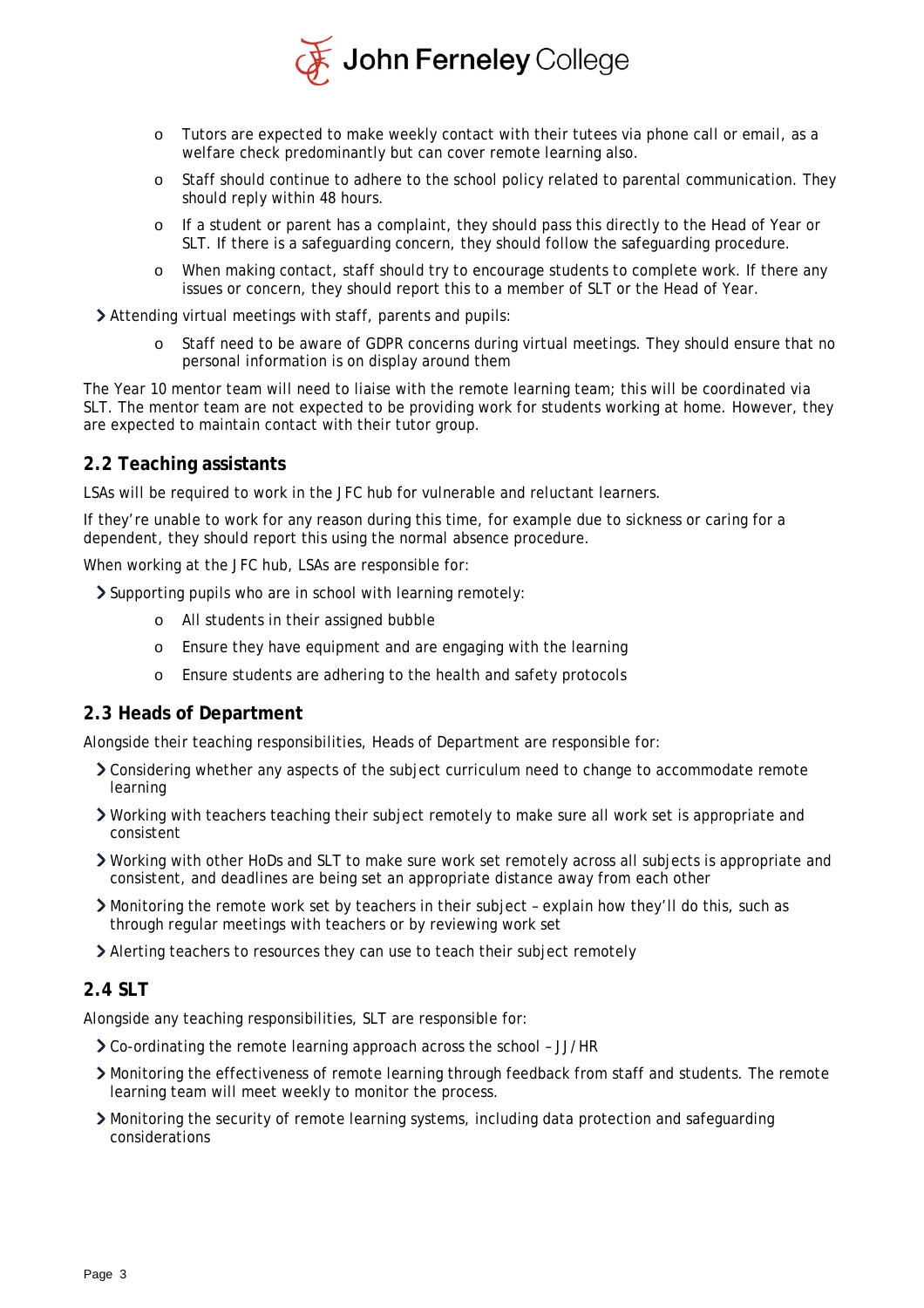- Tutors are expected to make weekly contact with their tutees via phone call or email, as a welfare check predominantly but can cover remote learning also.
  - Staff should continue to adhere to the school policy related to parental communication. They should reply within 48 hours.
  - If a student or parent has a complaint, they should pass this directly to the Head of Year or SLT. If there is a safeguarding concern, they should follow the safeguarding procedure.
  - When making contact, staff should try to encourage students to complete work. If there any issues or concern, they should report this to a member of SLT or the Head of Year.
- Attending virtual meetings with staff, parents and pupils:
  - Staff need to be aware of GDPR concerns during virtual meetings. They should ensure that no personal information is on display around them

The Year 10 mentor team will need to liaise with the remote learning team; this will be coordinated via SLT. The mentor team are not expected to be providing work for students working at home. However, they are expected to maintain contact with their tutor group.

## 2.2 Teaching assistants

LSAs will be required to work in the JFC hub for vulnerable and reluctant learners.

If they're unable to work for any reason during this time, for example due to sickness or caring for a dependent, they should report this using the normal absence procedure.

When working at the JFC hub, LSAs are responsible for:

- Supporting pupils who are in school with learning remotely:
  - All students in their assigned bubble
  - Ensure they have equipment and are engaging with the learning
  - Ensure students are adhering to the health and safety protocols

## 2.3 Heads of Department

Alongside their teaching responsibilities, Heads of Department are responsible for:

- Considering whether any aspects of the subject curriculum need to change to accommodate remote learning
- Working with teachers teaching their subject remotely to make sure all work set is appropriate and consistent
- Working with other HoDs and SLT to make sure work set remotely across all subjects is appropriate and consistent, and deadlines are being set an appropriate distance away from each other
- Monitoring the remote work set by teachers in their subject – explain how they'll do this, such as through regular meetings with teachers or by reviewing work set
- Alerting teachers to resources they can use to teach their subject remotely

## 2.4 SLT

Alongside any teaching responsibilities, SLT are responsible for:

- Co-ordinating the remote learning approach across the school – JJ/HR
- Monitoring the effectiveness of remote learning through feedback from staff and students. The remote learning team will meet weekly to monitor the process.
- Monitoring the security of remote learning systems, including data protection and safeguarding considerations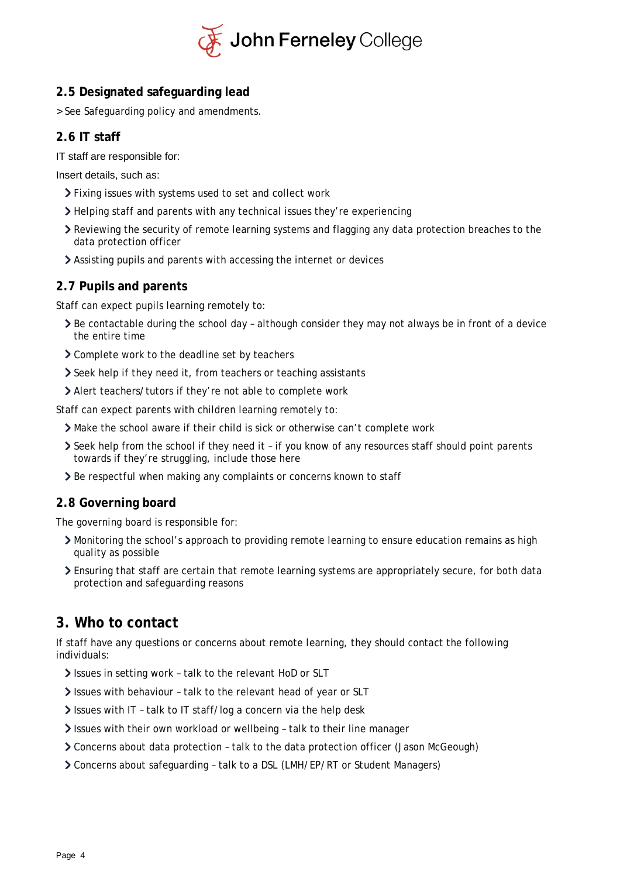### 2.5 Designated safeguarding lead

> See Safeguarding policy and amendments.

### 2.6 IT staff

IT staff are responsible for:

Insert details, such as:

- Fixing issues with systems used to set and collect work
- Helping staff and parents with any technical issues they're experiencing
- Reviewing the security of remote learning systems and flagging any data protection breaches to the data protection officer
- Assisting pupils and parents with accessing the internet or devices

### 2.7 Pupils and parents

Staff can expect pupils learning remotely to:

- Be contactable during the school day – although consider they may not always be in front of a device the entire time
- Complete work to the deadline set by teachers
- Seek help if they need it, from teachers or teaching assistants
- Alert teachers/tutors if they're not able to complete work

Staff can expect parents with children learning remotely to:

- Make the school aware if their child is sick or otherwise can't complete work
- Seek help from the school if they need it – if you know of any resources staff should point parents towards if they're struggling, include those here
- Be respectful when making any complaints or concerns known to staff

### 2.8 Governing board

The governing board is responsible for:

- Monitoring the school's approach to providing remote learning to ensure education remains as high quality as possible
- Ensuring that staff are certain that remote learning systems are appropriately secure, for both data protection and safeguarding reasons

## 3. Who to contact

If staff have any questions or concerns about remote learning, they should contact the following individuals:

- Issues in setting work – talk to the relevant HoD or SLT
- Issues with behaviour – talk to the relevant head of year or SLT
- Issues with IT – talk to IT staff/log a concern via the help desk
- Issues with their own workload or wellbeing – talk to their line manager
- Concerns about data protection – talk to the data protection officer (Jason McGeough)
- Concerns about safeguarding – talk to a DSL (LMH/EP/RT or Student Managers)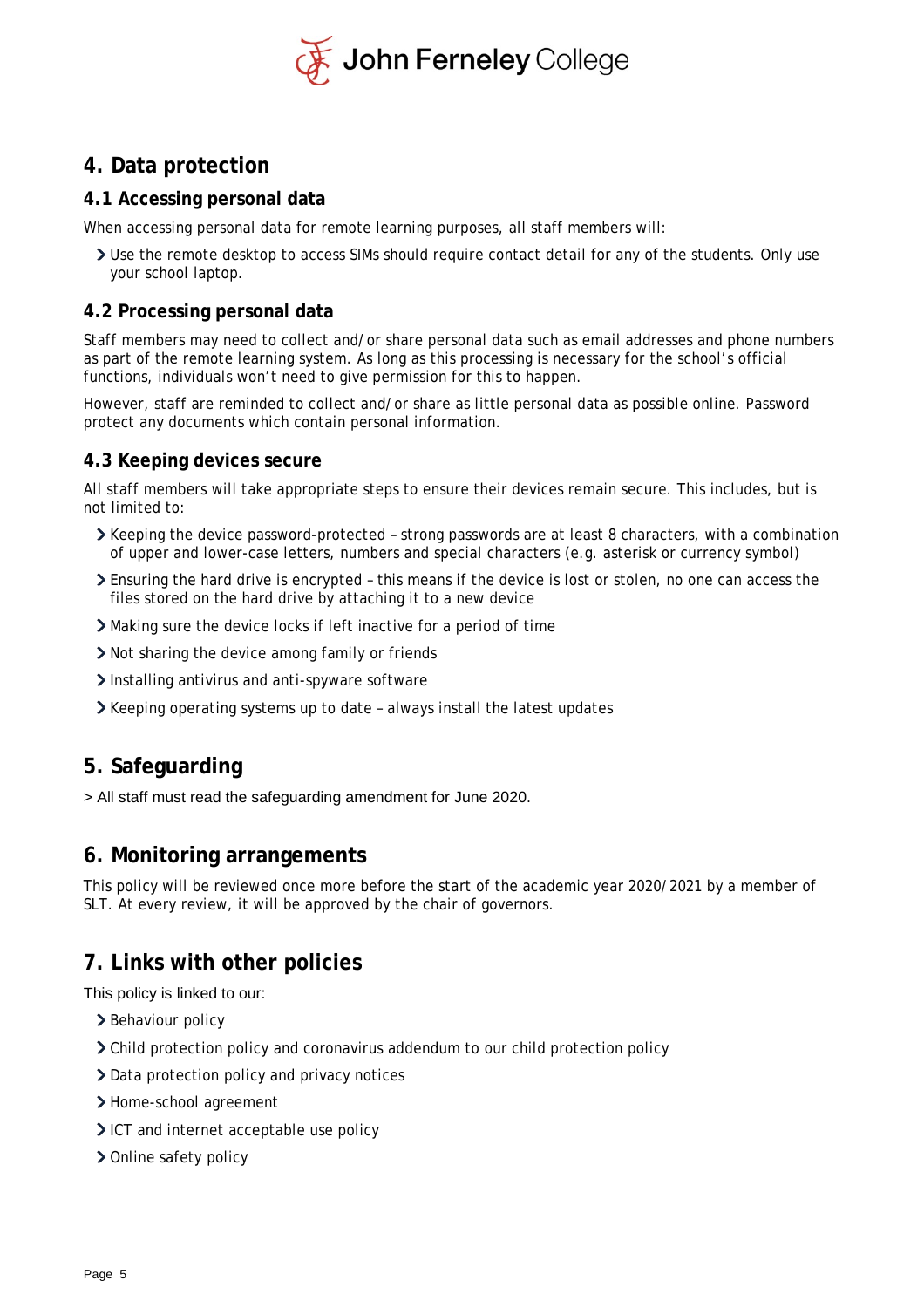## 4. Data protection

### 4.1 Accessing personal data

When accessing personal data for remote learning purposes, all staff members will:

- Use the remote desktop to access SIMs should require contact detail for any of the students. Only use your school laptop.

### 4.2 Processing personal data

Staff members may need to collect and/or share personal data such as email addresses and phone numbers as part of the remote learning system. As long as this processing is necessary for the school's official functions, individuals won't need to give permission for this to happen.

However, staff are reminded to collect and/or share as little personal data as possible online. Password protect any documents which contain personal information.

### 4.3 Keeping devices secure

All staff members will take appropriate steps to ensure their devices remain secure. This includes, but is not limited to:

- Keeping the device password-protected – strong passwords are at least 8 characters, with a combination of upper and lower-case letters, numbers and special characters (e.g. asterisk or currency symbol)
- Ensuring the hard drive is encrypted – this means if the device is lost or stolen, no one can access the files stored on the hard drive by attaching it to a new device
- Making sure the device locks if left inactive for a period of time
- Not sharing the device among family or friends
- Installing antivirus and anti-spyware software
- Keeping operating systems up to date – always install the latest updates

## 5. Safeguarding

> All staff must read the safeguarding amendment for June 2020.

## 6. Monitoring arrangements

This policy will be reviewed once more before the start of the academic year 2020/2021 by a member of SLT. At every review, it will be approved by the chair of governors.

## 7. Links with other policies

This policy is linked to our:

- Behaviour policy
- Child protection policy and coronavirus addendum to our child protection policy
- Data protection policy and privacy notices
- Home-school agreement
- ICT and internet acceptable use policy
- Online safety policy